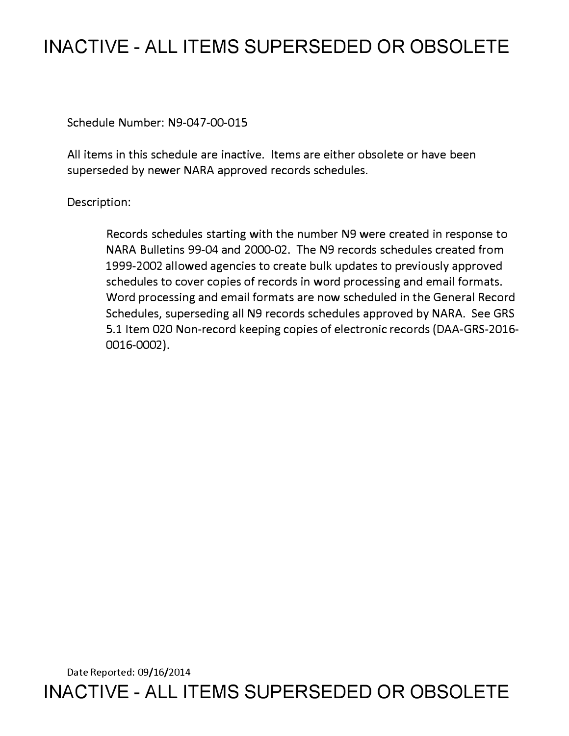# INACTIVE - ALL ITEMS SUPERSEDED OR OBSOLETE

Schedule Number: N9-047-00-015

All items in this schedule are inactive. Items are either obsolete or have been superseded by newer NARA approved records schedules.

Description:

> Records schedules starting with the number N9 were created in response to NARA Bulletins 99-04 and 2000-02. The N9 records schedules created from 1999-2002 allowed agencies to create bulk updates to previously approved schedules to cover copies of records in word processing and email formats. Word processing and email formats are now scheduled in the General Record Schedules, superseding all N9 records schedules approved by NARA. See GRS 5.1 Item 020 Non-record keeping copies of electronic records (DAA-GRS-2016-0016-0002).

Date Reported: 09/16/2014

# INACTIVE - ALL ITEMS SUPERSEDED OR OBSOLETE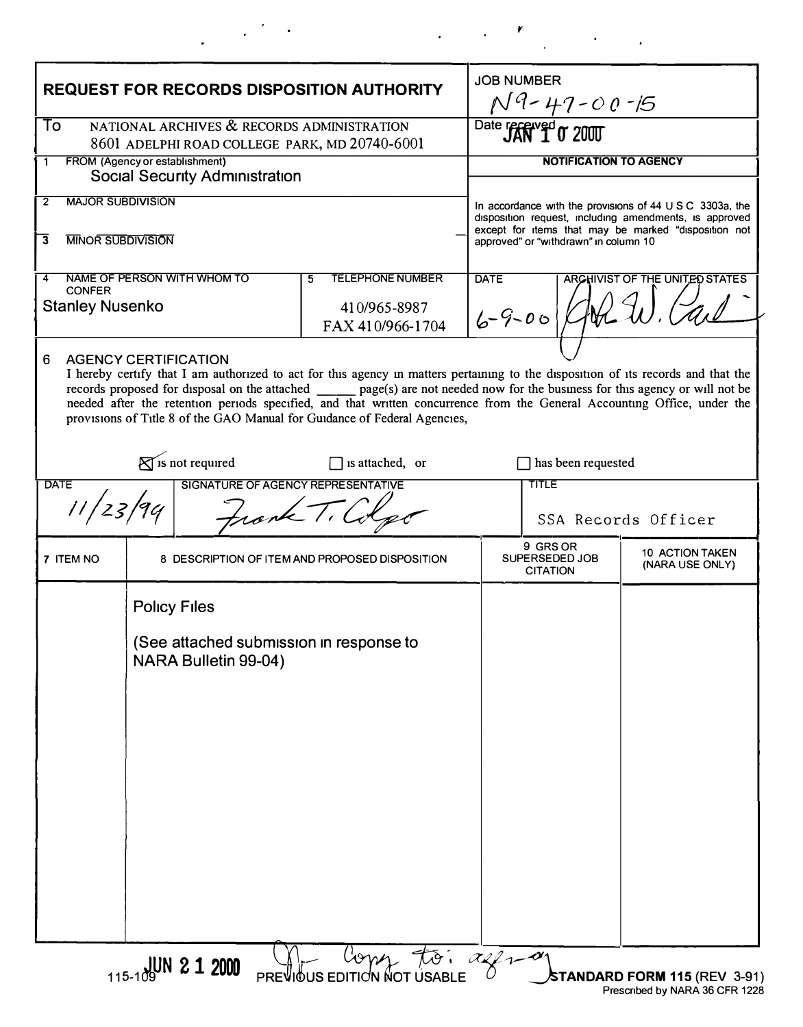# REQUEST FOR RECORDS DISPOSITION AUTHORITY

**JOB NUMBER** N9-47-00-15

**To** NATIONAL ARCHIVES & RECORDS ADMINISTRATION
8601 ADELPHI ROAD COLLEGE PARK, MD 20740-6001

**Date received** JAN 10 2000

**1 FROM (Agency or establishment)**
Social Security Administration

**2 MAJOR SUBDIVISION**

**3 MINOR SUBDIVISION**

**NOTIFICATION TO AGENCY**

In accordance with the provisions of 44 U S C 3303a, the disposition request, including amendments, is approved except for items that may be marked "disposition not approved" or "withdrawn" in column 10

**4 NAME OF PERSON WITH WHOM TO CONFER**
Stanley Nusenko

**5 TELEPHONE NUMBER**
410/965-8987
FAX 410/966-1704

**DATE** 6-9-00

**ARCHIVIST OF THE UNITED STATES** [signature]

**6 AGENCY CERTIFICATION**

I hereby certify that I am authorized to act for this agency in matters pertaining to the disposition of its records and that the records proposed for disposal on the attached ______ page(s) are not needed now for the business for this agency or will not be needed after the retention periods specified, and that written concurrence from the General Accounting Office, under the provisions of Title 8 of the GAO Manual for Guidance of Federal Agencies,

☒ is not required ☐ is attached, or ☐ has been requested

**DATE** 11/23/99

**SIGNATURE OF AGENCY REPRESENTATIVE** Frank T. Colgo

**TITLE** SSA Records Officer

| 7 ITEM NO | 8 DESCRIPTION OF ITEM AND PROPOSED DISPOSITION | 9 GRS OR SUPERSEDED JOB CITATION | 10 ACTION TAKEN (NARA USE ONLY) |
|---|---|---|---|
| | Policy Files<br><br>(See attached submission in response to NARA Bulletin 99-04) | | |

115-109 JUN 21 2000 PREVIOUS EDITION NOT USABLE Copy to: agency

**STANDARD FORM 115** (REV 3-91)
Prescribed by NARA 36 CFR 1228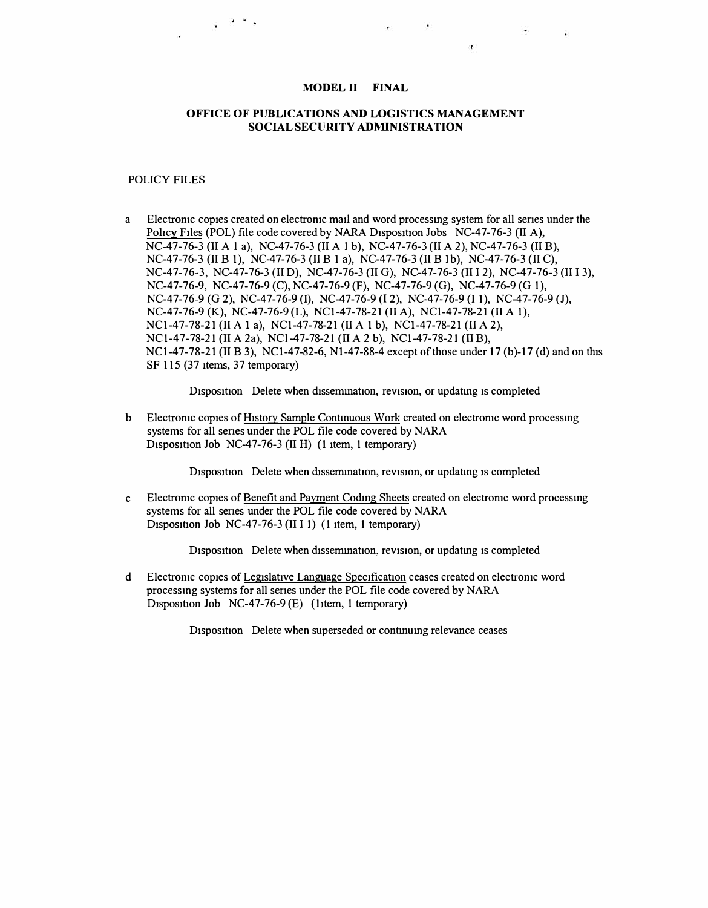**MODEL II FINAL**

**OFFICE OF PUBLICATIONS AND LOGISTICS MANAGEMENT**
**SOCIAL SECURITY ADMINISTRATION**

POLICY FILES

a Electronic copies created on electronic mail and word processing system for all series under the Policy Files (POL) file code covered by NARA Disposition Jobs NC-47-76-3 (II A), NC-47-76-3 (II A 1 a), NC-47-76-3 (II A 1 b), NC-47-76-3 (II A 2), NC-47-76-3 (II B), NC-47-76-3 (II B 1), NC-47-76-3 (II B 1 a), NC-47-76-3 (II B 1b), NC-47-76-3 (II C), NC-47-76-3, NC-47-76-3 (II D), NC-47-76-3 (II G), NC-47-76-3 (II I 2), NC-47-76-3 (II I 3), NC-47-76-9, NC-47-76-9 (C), NC-47-76-9 (F), NC-47-76-9 (G), NC-47-76-9 (G 1), NC-47-76-9 (G 2), NC-47-76-9 (I), NC-47-76-9 (I 2), NC-47-76-9 (I 1), NC-47-76-9 (J), NC-47-76-9 (K), NC-47-76-9 (L), NC1-47-78-21 (II A), NC1-47-78-21 (II A 1), NC1-47-78-21 (II A 1 a), NC1-47-78-21 (II A 1 b), NC1-47-78-21 (II A 2), NC1-47-78-21 (II A 2a), NC1-47-78-21 (II A 2 b), NC1-47-78-21 (II B), NC1-47-78-21 (II B 3), NC1-47-82-6, N1-47-88-4 except of those under 17 (b)-17 (d) and on this SF 115 (37 items, 37 temporary)

Disposition Delete when dissemination, revision, or updating is completed

b Electronic copies of History Sample Continuous Work created on electronic word processing systems for all series under the POL file code covered by NARA Disposition Job NC-47-76-3 (II H) (1 item, 1 temporary)

Disposition Delete when dissemination, revision, or updating is completed

c Electronic copies of Benefit and Payment Coding Sheets created on electronic word processing systems for all series under the POL file code covered by NARA Disposition Job NC-47-76-3 (II I 1) (1 item, 1 temporary)

Disposition Delete when dissemination, revision, or updating is completed

d Electronic copies of Legislative Language Specification ceases created on electronic word processing systems for all series under the POL file code covered by NARA Disposition Job NC-47-76-9 (E) (1item, 1 temporary)

Disposition Delete when superseded or continuing relevance ceases